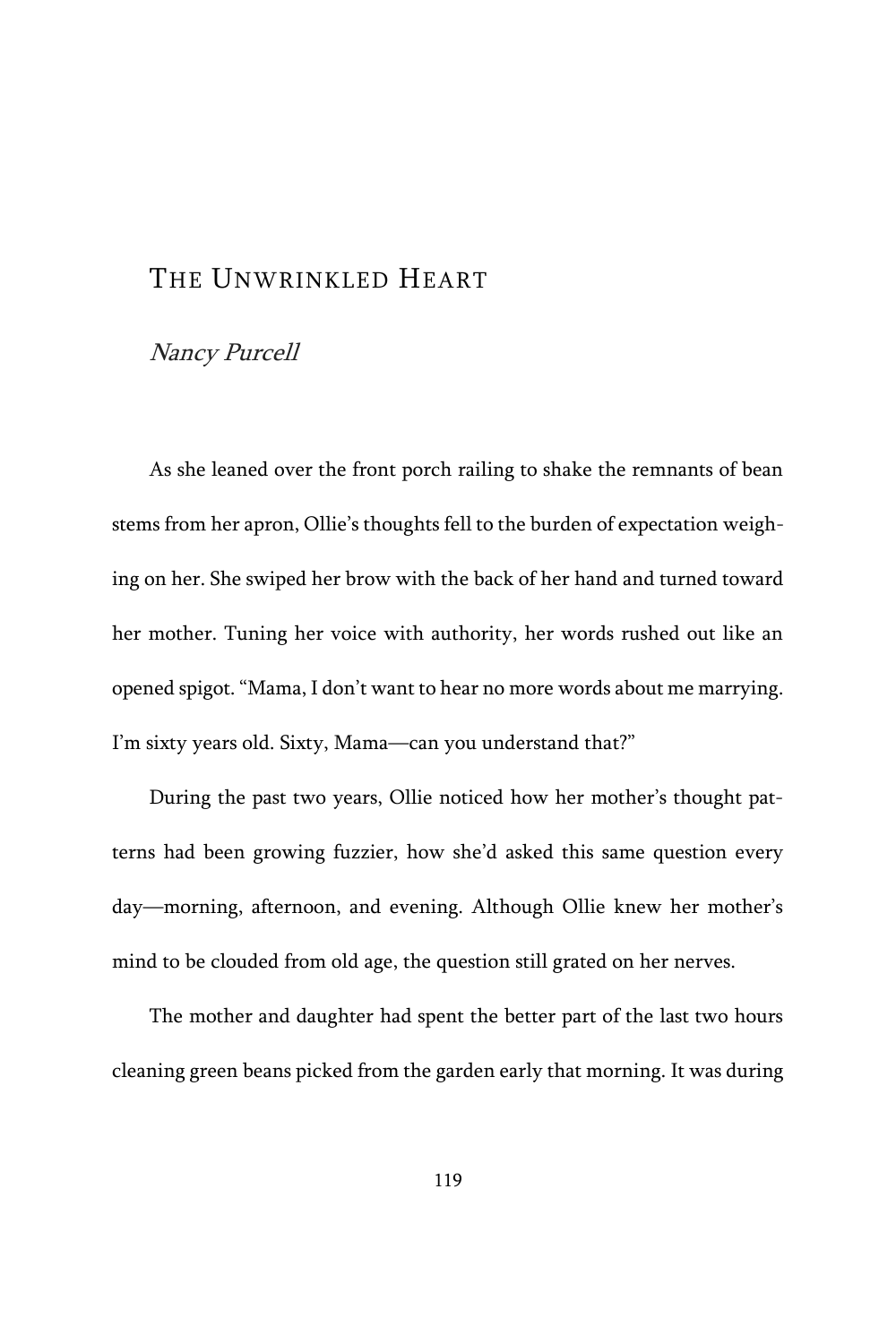# The Unwrinkled Heart

*Nancy Purcell*

As she leaned over the front porch railing to shake the remnants of bean stems from her apron, Ollie's thoughts fell to the burden of expectation weighing on her. She swiped her brow with the back of her hand and turned toward her mother. Tuning her voice with authority, her words rushed out like an opened spigot. "Mama, I don't want to hear no more words about me marrying. I'm sixty years old. Sixty, Mama—can you understand that?"

During the past two years, Ollie noticed how her mother's thought patterns had been growing fuzzier, how she'd asked this same question every day—morning, afternoon, and evening. Although Ollie knew her mother's mind to be clouded from old age, the question still grated on her nerves.

The mother and daughter had spent the better part of the last two hours cleaning green beans picked from the garden early that morning. It was during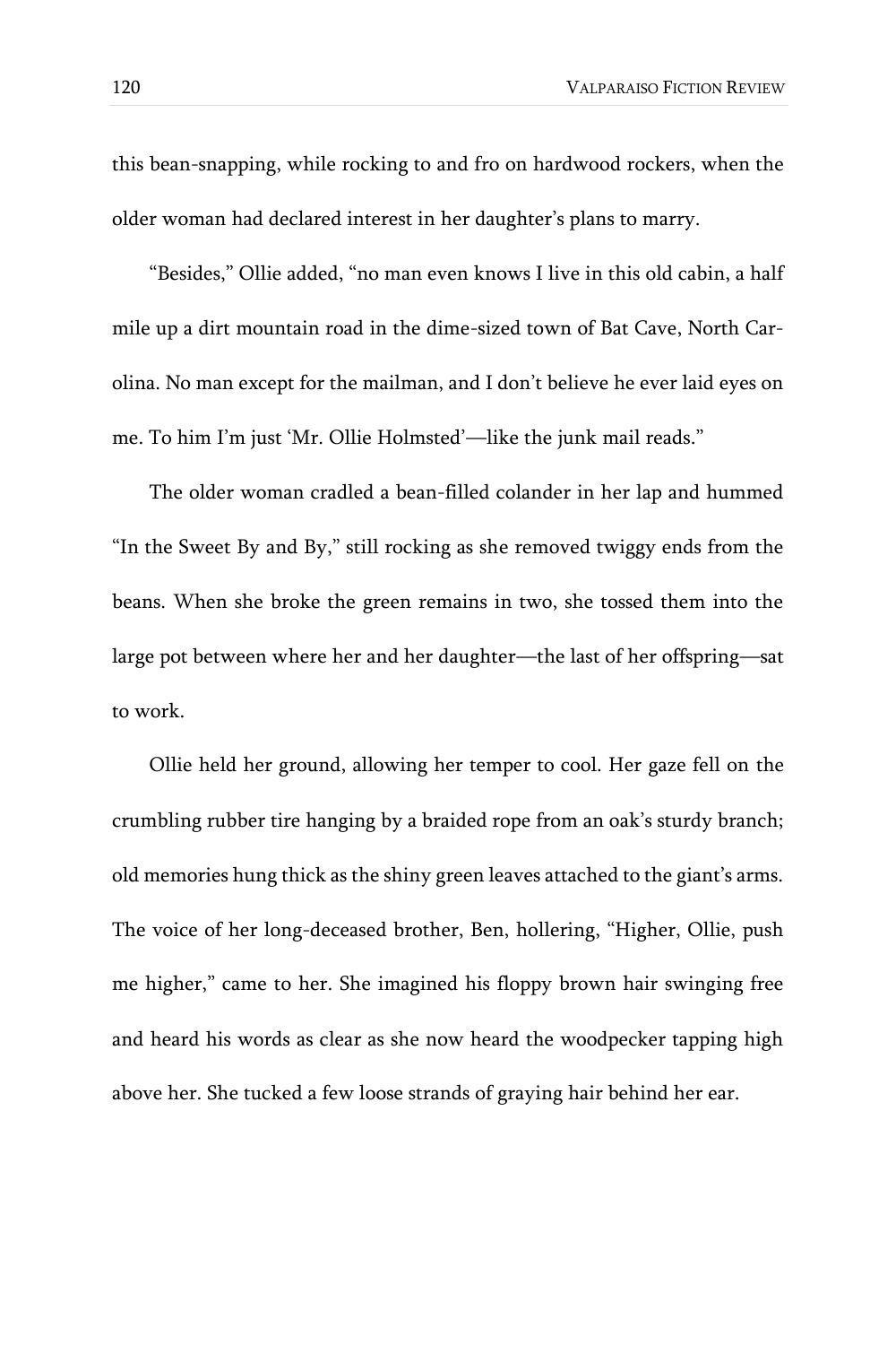this bean-snapping, while rocking to and fro on hardwood rockers, when the older woman had declared interest in her daughter's plans to marry.

"Besides," Ollie added, "no man even knows I live in this old cabin, a half mile up a dirt mountain road in the dime-sized town of Bat Cave, North Carolina. No man except for the mailman, and I don't believe he ever laid eyes on me. To him I'm just 'Mr. Ollie Holmsted'—like the junk mail reads."

The older woman cradled a bean-filled colander in her lap and hummed "In the Sweet By and By," still rocking as she removed twiggy ends from the beans. When she broke the green remains in two, she tossed them into the large pot between where her and her daughter—the last of her offspring—sat to work.

Ollie held her ground, allowing her temper to cool. Her gaze fell on the crumbling rubber tire hanging by a braided rope from an oak's sturdy branch; old memories hung thick as the shiny green leaves attached to the giant's arms. The voice of her long-deceased brother, Ben, hollering, "Higher, Ollie, push me higher," came to her. She imagined his floppy brown hair swinging free and heard his words as clear as she now heard the woodpecker tapping high above her. She tucked a few loose strands of graying hair behind her ear.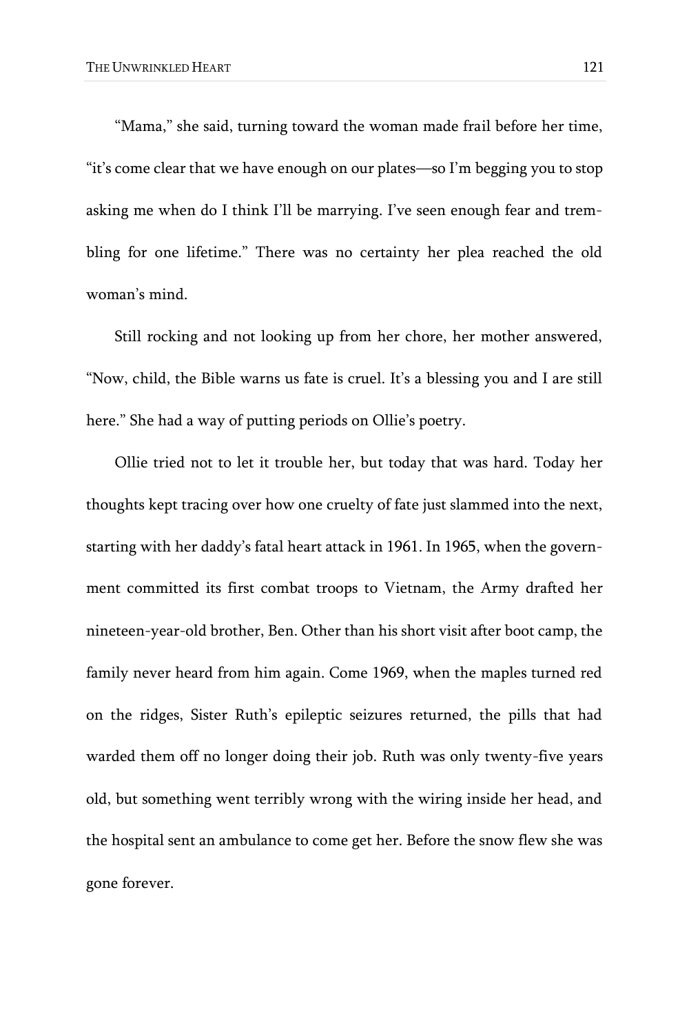"Mama," she said, turning toward the woman made frail before her time, "it's come clear that we have enough on our plates—so I'm begging you to stop asking me when do I think I'll be marrying. I've seen enough fear and trembling for one lifetime." There was no certainty her plea reached the old woman's mind.

Still rocking and not looking up from her chore, her mother answered, "Now, child, the Bible warns us fate is cruel. It's a blessing you and I are still here." She had a way of putting periods on Ollie's poetry.

Ollie tried not to let it trouble her, but today that was hard. Today her thoughts kept tracing over how one cruelty of fate just slammed into the next, starting with her daddy's fatal heart attack in 1961. In 1965, when the government committed its first combat troops to Vietnam, the Army drafted her nineteen-year-old brother, Ben. Other than his short visit after boot camp, the family never heard from him again. Come 1969, when the maples turned red on the ridges, Sister Ruth's epileptic seizures returned, the pills that had warded them off no longer doing their job. Ruth was only twenty-five years old, but something went terribly wrong with the wiring inside her head, and the hospital sent an ambulance to come get her. Before the snow flew she was gone forever.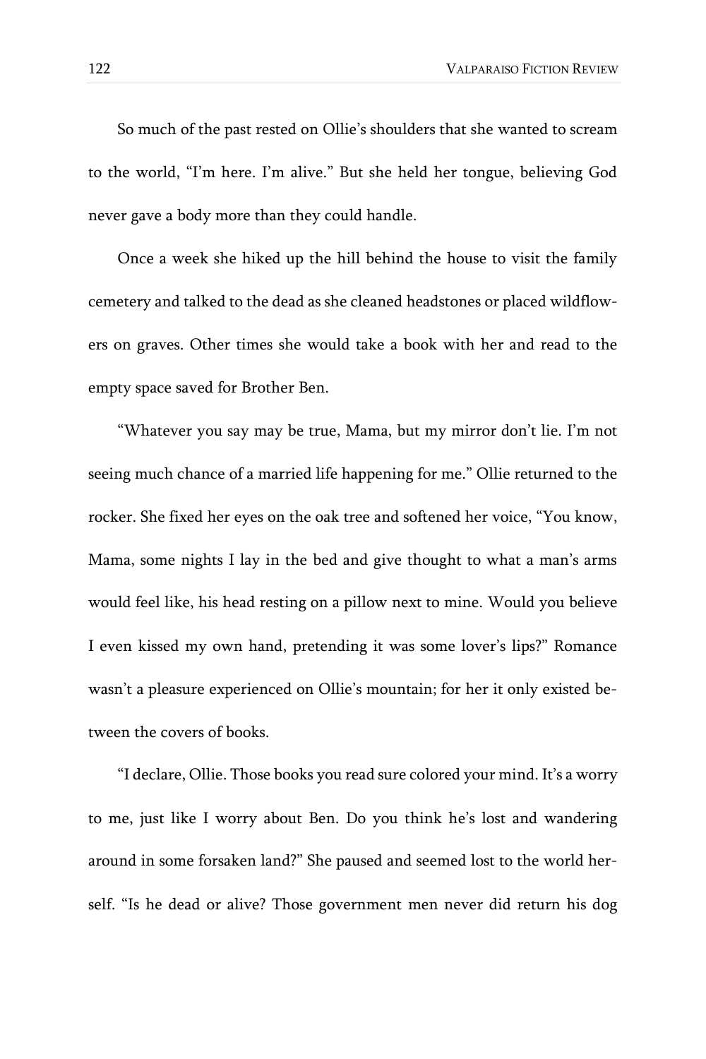So much of the past rested on Ollie's shoulders that she wanted to scream to the world, "I'm here. I'm alive." But she held her tongue, believing God never gave a body more than they could handle.

Once a week she hiked up the hill behind the house to visit the family cemetery and talked to the dead as she cleaned headstones or placed wildflowers on graves. Other times she would take a book with her and read to the empty space saved for Brother Ben.

"Whatever you say may be true, Mama, but my mirror don't lie. I'm not seeing much chance of a married life happening for me." Ollie returned to the rocker. She fixed her eyes on the oak tree and softened her voice, "You know, Mama, some nights I lay in the bed and give thought to what a man's arms would feel like, his head resting on a pillow next to mine. Would you believe I even kissed my own hand, pretending it was some lover's lips?" Romance wasn't a pleasure experienced on Ollie's mountain; for her it only existed between the covers of books.

"I declare, Ollie. Those books you read sure colored your mind. It's a worry to me, just like I worry about Ben. Do you think he's lost and wandering around in some forsaken land?" She paused and seemed lost to the world herself. "Is he dead or alive? Those government men never did return his dog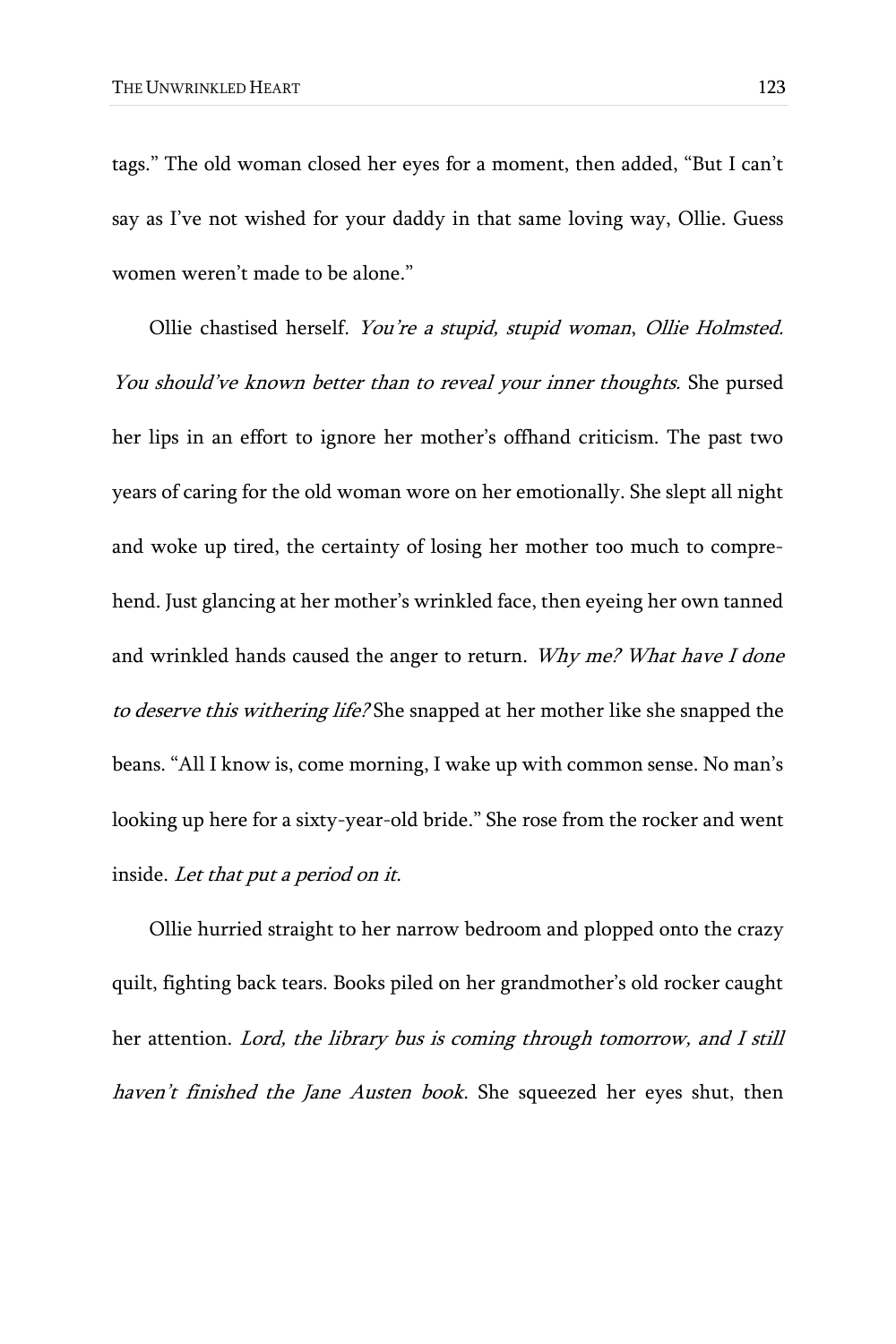tags." The old woman closed her eyes for a moment, then added, "But I can't say as I've not wished for your daddy in that same loving way, Ollie. Guess women weren't made to be alone."

Ollie chastised herself. *You're a stupid, stupid woman*, *Ollie Holmsted. You should've known better than to reveal your inner thoughts.* She pursed her lips in an effort to ignore her mother's offhand criticism. The past two years of caring for the old woman wore on her emotionally. She slept all night and woke up tired, the certainty of losing her mother too much to comprehend. Just glancing at her mother's wrinkled face, then eyeing her own tanned and wrinkled hands caused the anger to return. *Why me? What have I done to deserve this withering life?* She snapped at her mother like she snapped the beans. "All I know is, come morning, I wake up with common sense. No man's looking up here for a sixty-year-old bride." She rose from the rocker and went inside. *Let that put a period on it.*

Ollie hurried straight to her narrow bedroom and plopped onto the crazy quilt, fighting back tears. Books piled on her grandmother's old rocker caught her attention. *Lord, the library bus is coming through tomorrow, and I still haven't finished the Jane Austen book*. She squeezed her eyes shut, then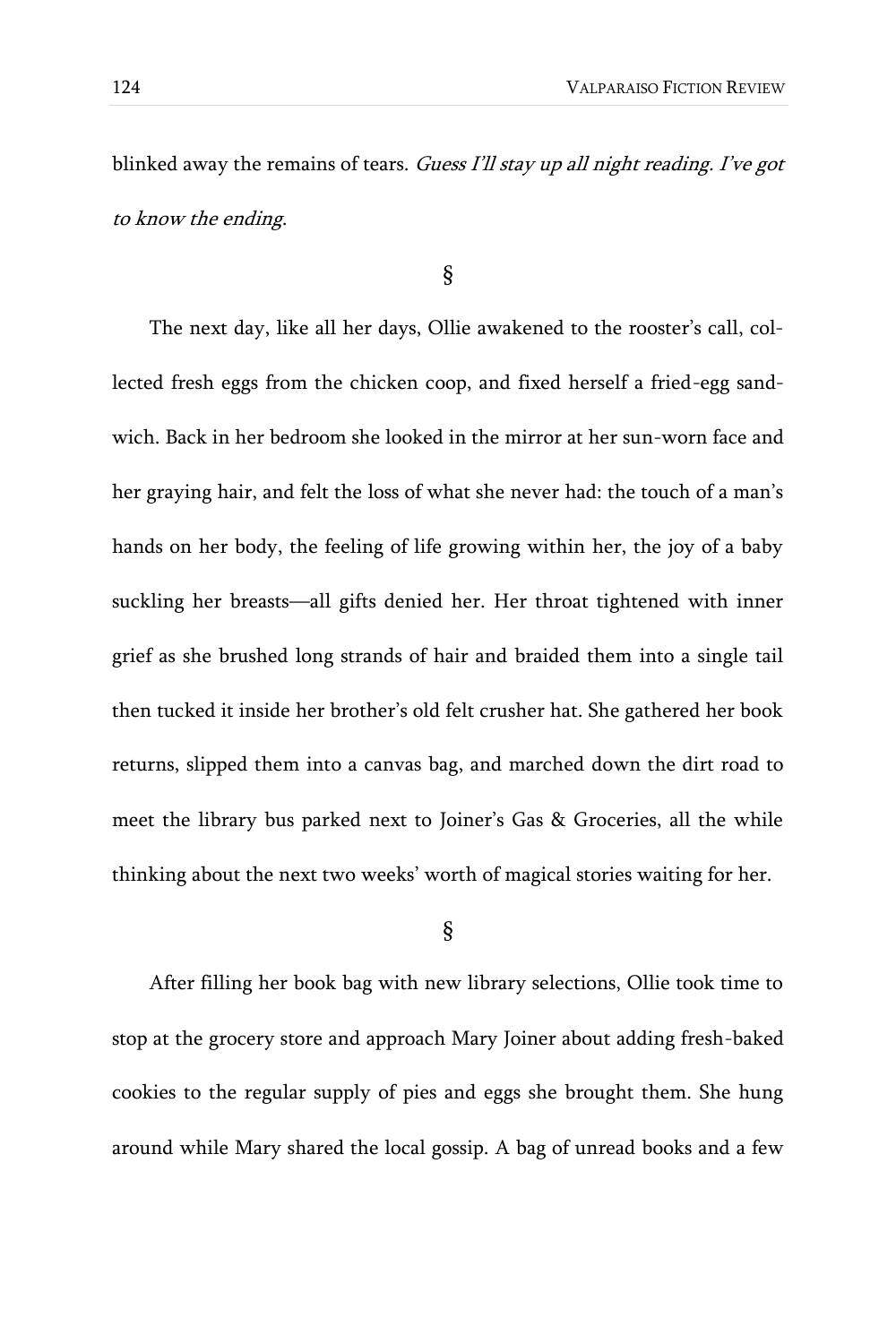blinked away the remains of tears. *Guess I'll stay up all night reading. I've got to know the ending.*

§

The next day, like all her days, Ollie awakened to the rooster's call, collected fresh eggs from the chicken coop, and fixed herself a fried-egg sandwich. Back in her bedroom she looked in the mirror at her sun-worn face and her graying hair, and felt the loss of what she never had: the touch of a man's hands on her body, the feeling of life growing within her, the joy of a baby suckling her breasts—all gifts denied her. Her throat tightened with inner grief as she brushed long strands of hair and braided them into a single tail then tucked it inside her brother's old felt crusher hat. She gathered her book returns, slipped them into a canvas bag, and marched down the dirt road to meet the library bus parked next to Joiner's Gas & Groceries, all the while thinking about the next two weeks' worth of magical stories waiting for her.

§

After filling her book bag with new library selections, Ollie took time to stop at the grocery store and approach Mary Joiner about adding fresh-baked cookies to the regular supply of pies and eggs she brought them. She hung around while Mary shared the local gossip. A bag of unread books and a few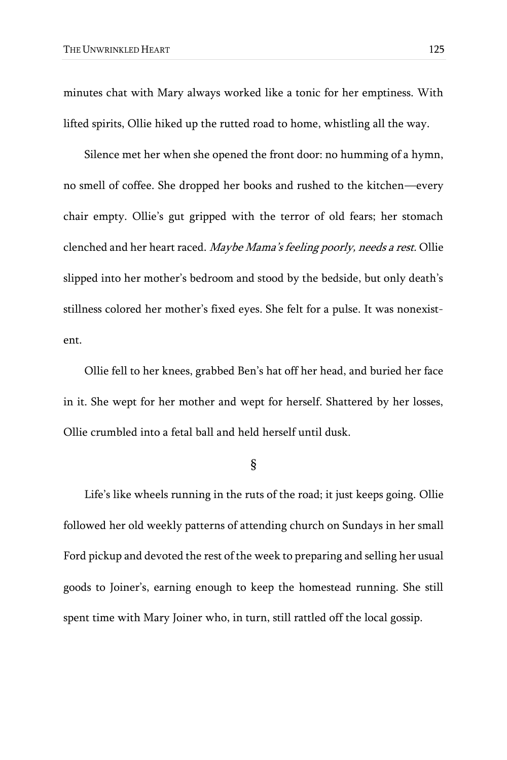minutes chat with Mary always worked like a tonic for her emptiness. With lifted spirits, Ollie hiked up the rutted road to home, whistling all the way.

Silence met her when she opened the front door: no humming of a hymn, no smell of coffee. She dropped her books and rushed to the kitchen—every chair empty. Ollie's gut gripped with the terror of old fears; her stomach clenched and her heart raced. *Maybe Mama's feeling poorly, needs a rest.* Ollie slipped into her mother's bedroom and stood by the bedside, but only death's stillness colored her mother's fixed eyes. She felt for a pulse. It was nonexistent.

Ollie fell to her knees, grabbed Ben's hat off her head, and buried her face in it. She wept for her mother and wept for herself. Shattered by her losses, Ollie crumbled into a fetal ball and held herself until dusk.

§

Life's like wheels running in the ruts of the road; it just keeps going. Ollie followed her old weekly patterns of attending church on Sundays in her small Ford pickup and devoted the rest of the week to preparing and selling her usual goods to Joiner's, earning enough to keep the homestead running. She still spent time with Mary Joiner who, in turn, still rattled off the local gossip.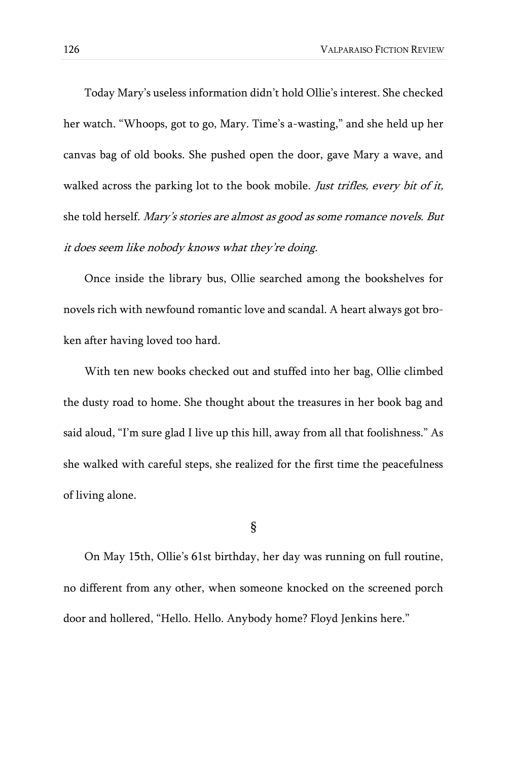Today Mary's useless information didn't hold Ollie's interest. She checked her watch. "Whoops, got to go, Mary. Time's a-wasting," and she held up her canvas bag of old books. She pushed open the door, gave Mary a wave, and walked across the parking lot to the book mobile. *Just trifles, every bit of it,* she told herself. *Mary's stories are almost as good as some romance novels. But it does seem like nobody knows what they're doing.*

Once inside the library bus, Ollie searched among the bookshelves for novels rich with newfound romantic love and scandal. A heart always got broken after having loved too hard.

With ten new books checked out and stuffed into her bag, Ollie climbed the dusty road to home. She thought about the treasures in her book bag and said aloud, "I'm sure glad I live up this hill, away from all that foolishness." As she walked with careful steps, she realized for the first time the peacefulness of living alone.

§

On May 15th, Ollie's 61st birthday, her day was running on full routine, no different from any other, when someone knocked on the screened porch door and hollered, "Hello. Hello. Anybody home? Floyd Jenkins here."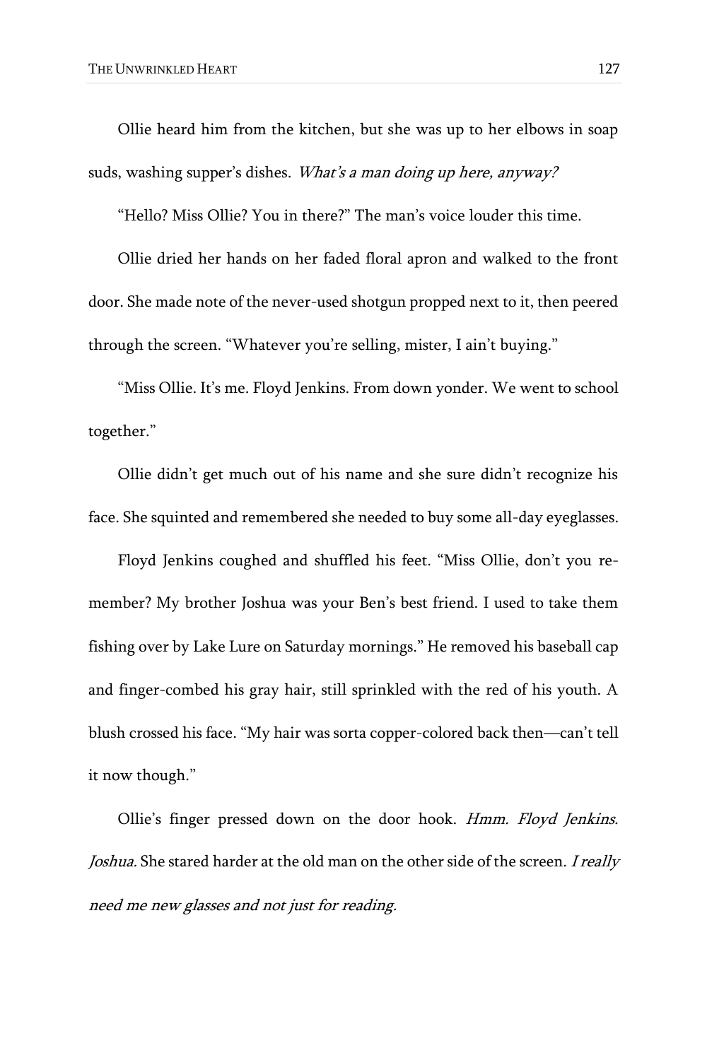Ollie heard him from the kitchen, but she was up to her elbows in soap suds, washing supper's dishes. *What's a man doing up here, anyway?*

"Hello? Miss Ollie? You in there?" The man's voice louder this time.

Ollie dried her hands on her faded floral apron and walked to the front door. She made note of the never-used shotgun propped next to it, then peered through the screen. "Whatever you're selling, mister, I ain't buying."

"Miss Ollie. It's me. Floyd Jenkins. From down yonder. We went to school together."

Ollie didn't get much out of his name and she sure didn't recognize his face. She squinted and remembered she needed to buy some all-day eyeglasses.

Floyd Jenkins coughed and shuffled his feet. "Miss Ollie, don't you remember? My brother Joshua was your Ben's best friend. I used to take them fishing over by Lake Lure on Saturday mornings." He removed his baseball cap and finger-combed his gray hair, still sprinkled with the red of his youth. A blush crossed his face. "My hair was sorta copper-colored back then—can't tell it now though."

Ollie's finger pressed down on the door hook. *Hmm. Floyd Jenkins. Joshua.* She stared harder at the old man on the other side of the screen. *I really need me new glasses and not just for reading.*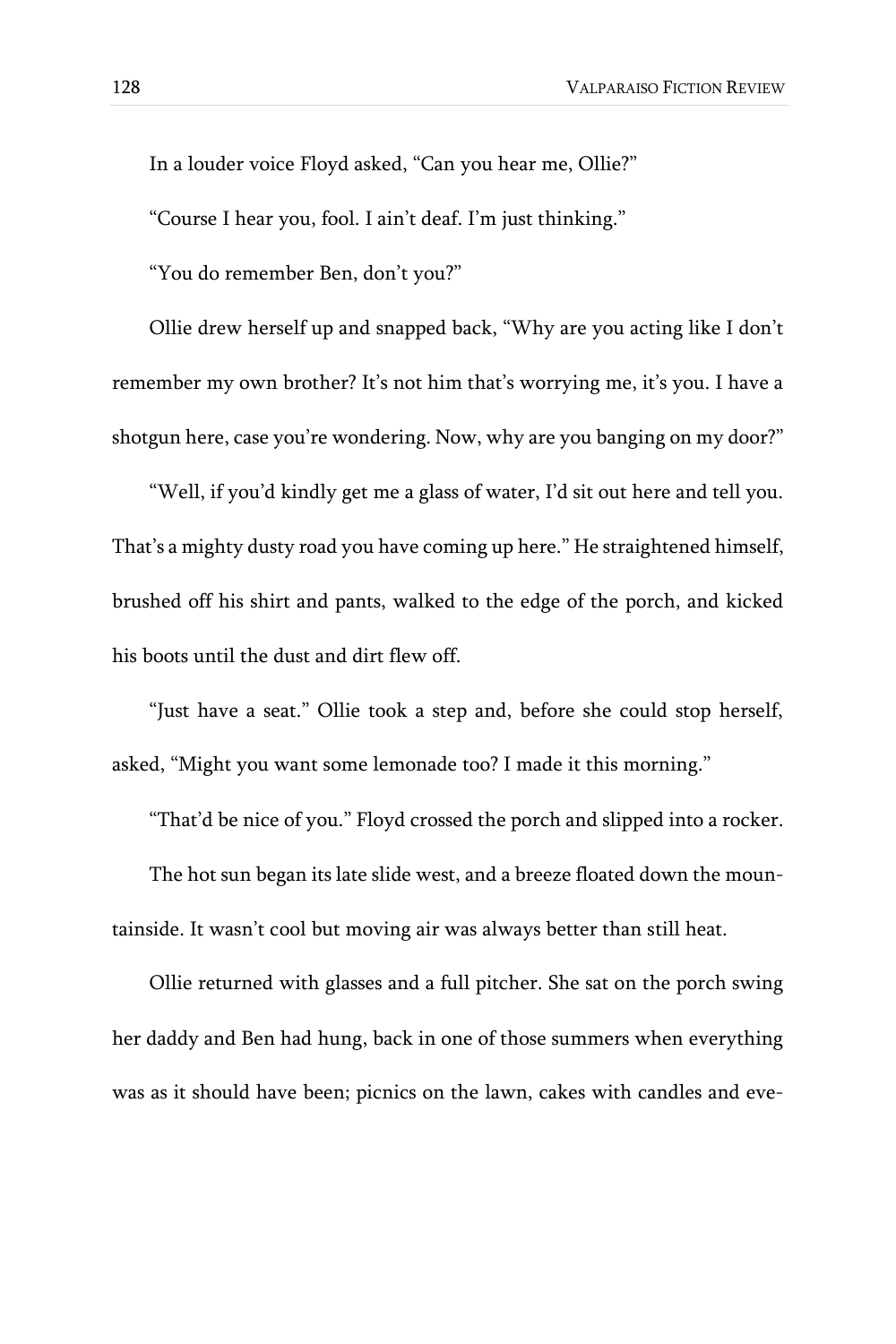In a louder voice Floyd asked, "Can you hear me, Ollie?"

"Course I hear you, fool. I ain't deaf. I'm just thinking."

"You do remember Ben, don't you?"

Ollie drew herself up and snapped back, "Why are you acting like I don't remember my own brother? It's not him that's worrying me, it's you. I have a shotgun here, case you're wondering. Now, why are you banging on my door?"

"Well, if you'd kindly get me a glass of water, I'd sit out here and tell you. That's a mighty dusty road you have coming up here." He straightened himself, brushed off his shirt and pants, walked to the edge of the porch, and kicked his boots until the dust and dirt flew off.

"Just have a seat." Ollie took a step and, before she could stop herself, asked, "Might you want some lemonade too? I made it this morning."

"That'd be nice of you." Floyd crossed the porch and slipped into a rocker.

The hot sun began its late slide west, and a breeze floated down the mountainside. It wasn't cool but moving air was always better than still heat.

Ollie returned with glasses and a full pitcher. She sat on the porch swing her daddy and Ben had hung, back in one of those summers when everything was as it should have been; picnics on the lawn, cakes with candles and eve-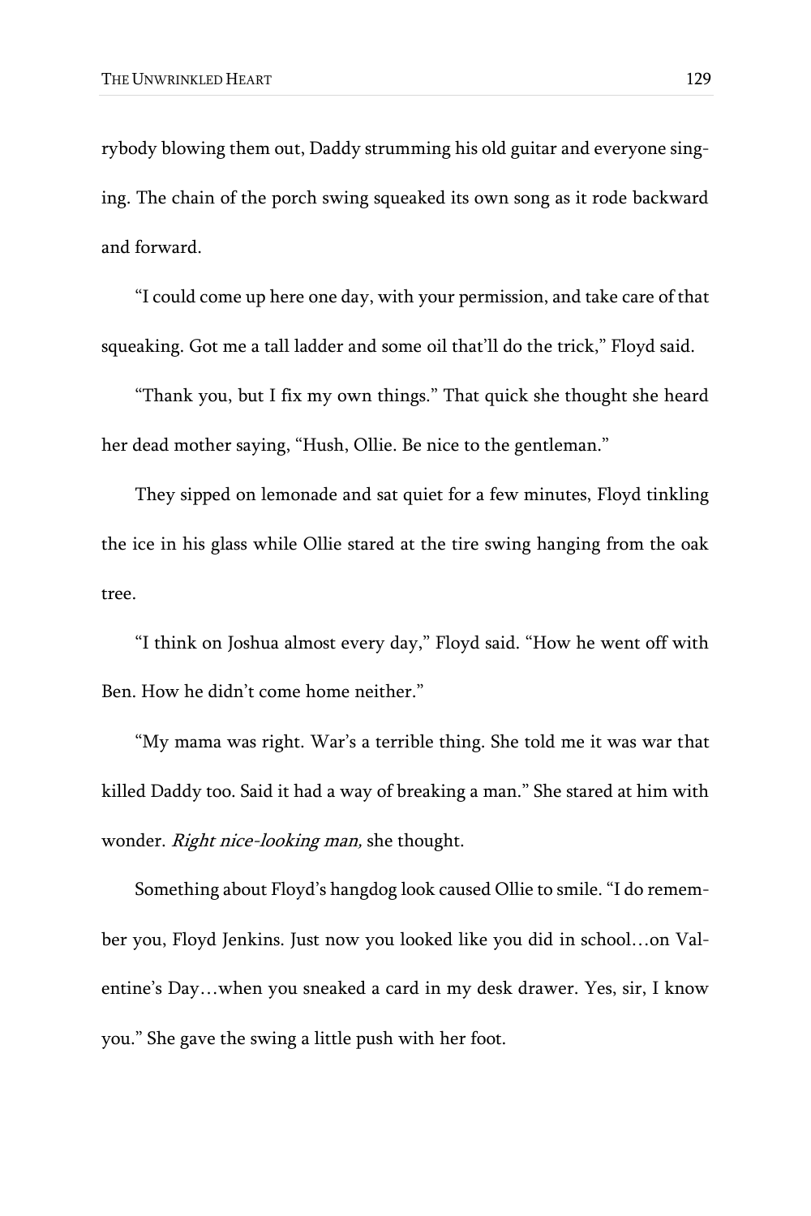rybody blowing them out, Daddy strumming his old guitar and everyone singing. The chain of the porch swing squeaked its own song as it rode backward and forward.

"I could come up here one day, with your permission, and take care of that squeaking. Got me a tall ladder and some oil that'll do the trick," Floyd said.

"Thank you, but I fix my own things." That quick she thought she heard her dead mother saying, "Hush, Ollie. Be nice to the gentleman."

They sipped on lemonade and sat quiet for a few minutes, Floyd tinkling the ice in his glass while Ollie stared at the tire swing hanging from the oak tree.

"I think on Joshua almost every day," Floyd said. "How he went off with Ben. How he didn't come home neither."

"My mama was right. War's a terrible thing. She told me it was war that killed Daddy too. Said it had a way of breaking a man." She stared at him with wonder. *Right nice-looking man,* she thought.

Something about Floyd's hangdog look caused Ollie to smile. "I do remember you, Floyd Jenkins. Just now you looked like you did in school…on Valentine's Day…when you sneaked a card in my desk drawer. Yes, sir, I know you." She gave the swing a little push with her foot.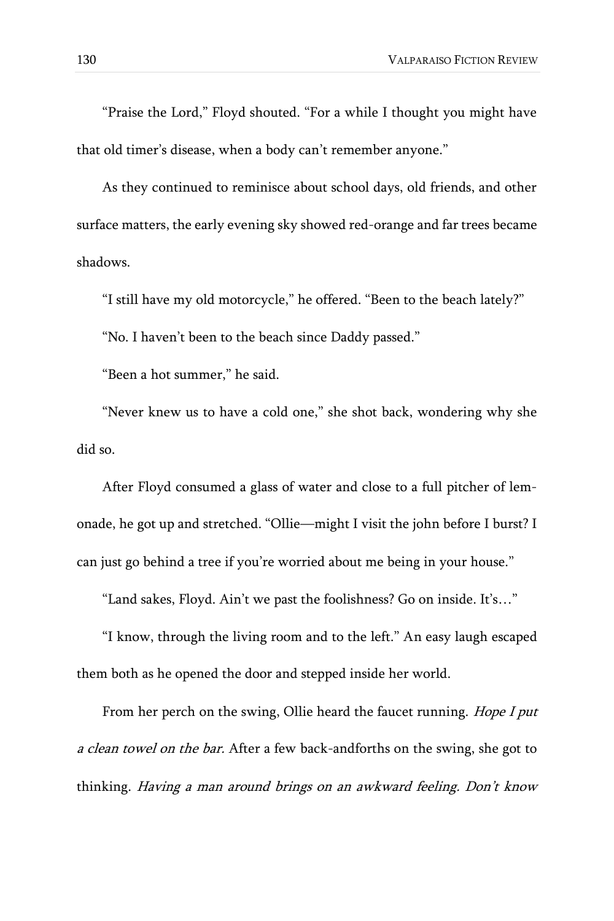"Praise the Lord," Floyd shouted. "For a while I thought you might have that old timer's disease, when a body can't remember anyone."

As they continued to reminisce about school days, old friends, and other surface matters, the early evening sky showed red-orange and far trees became shadows.

"I still have my old motorcycle," he offered. "Been to the beach lately?"

"No. I haven't been to the beach since Daddy passed."

"Been a hot summer," he said.

"Never knew us to have a cold one," she shot back, wondering why she did so.

After Floyd consumed a glass of water and close to a full pitcher of lemonade, he got up and stretched. "Ollie—might I visit the john before I burst? I can just go behind a tree if you're worried about me being in your house."

"Land sakes, Floyd. Ain't we past the foolishness? Go on inside. It's…"

"I know, through the living room and to the left." An easy laugh escaped them both as he opened the door and stepped inside her world.

From her perch on the swing, Ollie heard the faucet running. *Hope I put a clean towel on the bar.* After a few back-andforths on the swing, she got to thinking. *Having a man around brings on an awkward feeling. Don't know*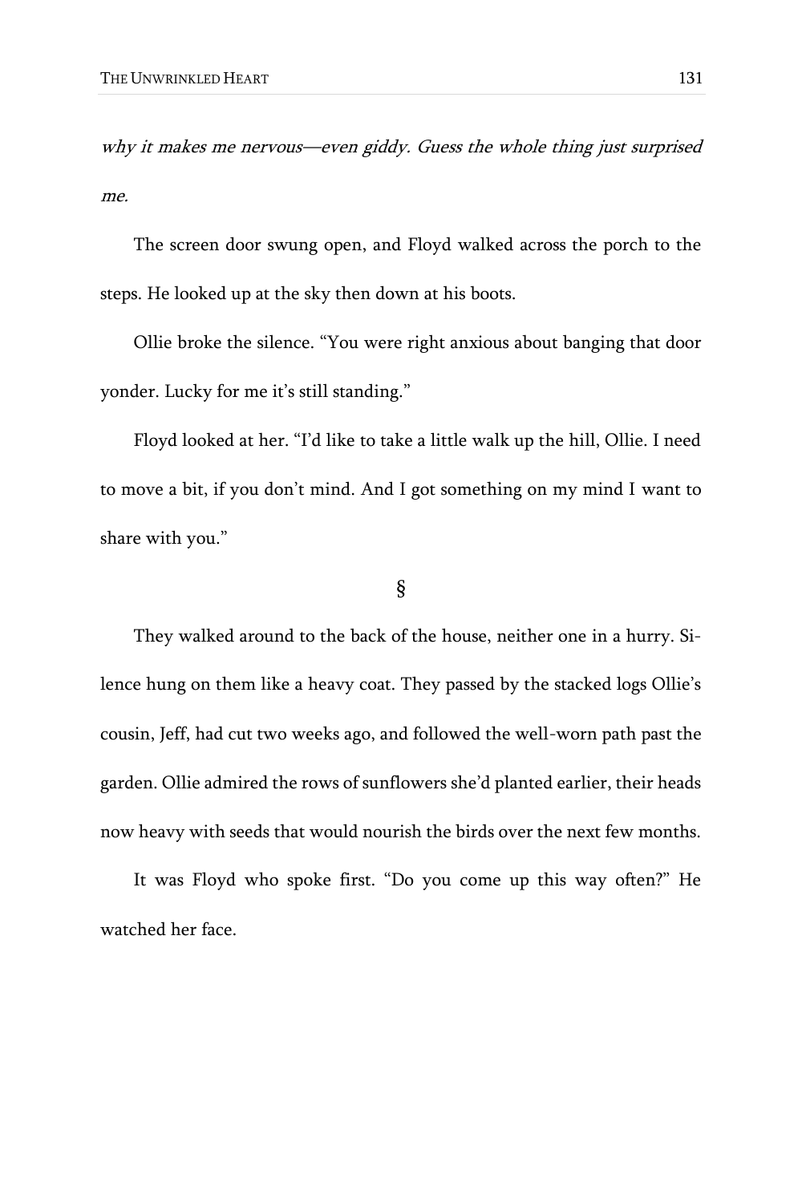*why it makes me nervous—even giddy. Guess the whole thing just surprised me.*

The screen door swung open, and Floyd walked across the porch to the steps. He looked up at the sky then down at his boots.

Ollie broke the silence. "You were right anxious about banging that door yonder. Lucky for me it's still standing."

Floyd looked at her. "I'd like to take a little walk up the hill, Ollie. I need to move a bit, if you don't mind. And I got something on my mind I want to share with you."

§

They walked around to the back of the house, neither one in a hurry. Silence hung on them like a heavy coat. They passed by the stacked logs Ollie's cousin, Jeff, had cut two weeks ago, and followed the well-worn path past the garden. Ollie admired the rows of sunflowers she'd planted earlier, their heads now heavy with seeds that would nourish the birds over the next few months.

It was Floyd who spoke first. "Do you come up this way often?" He watched her face.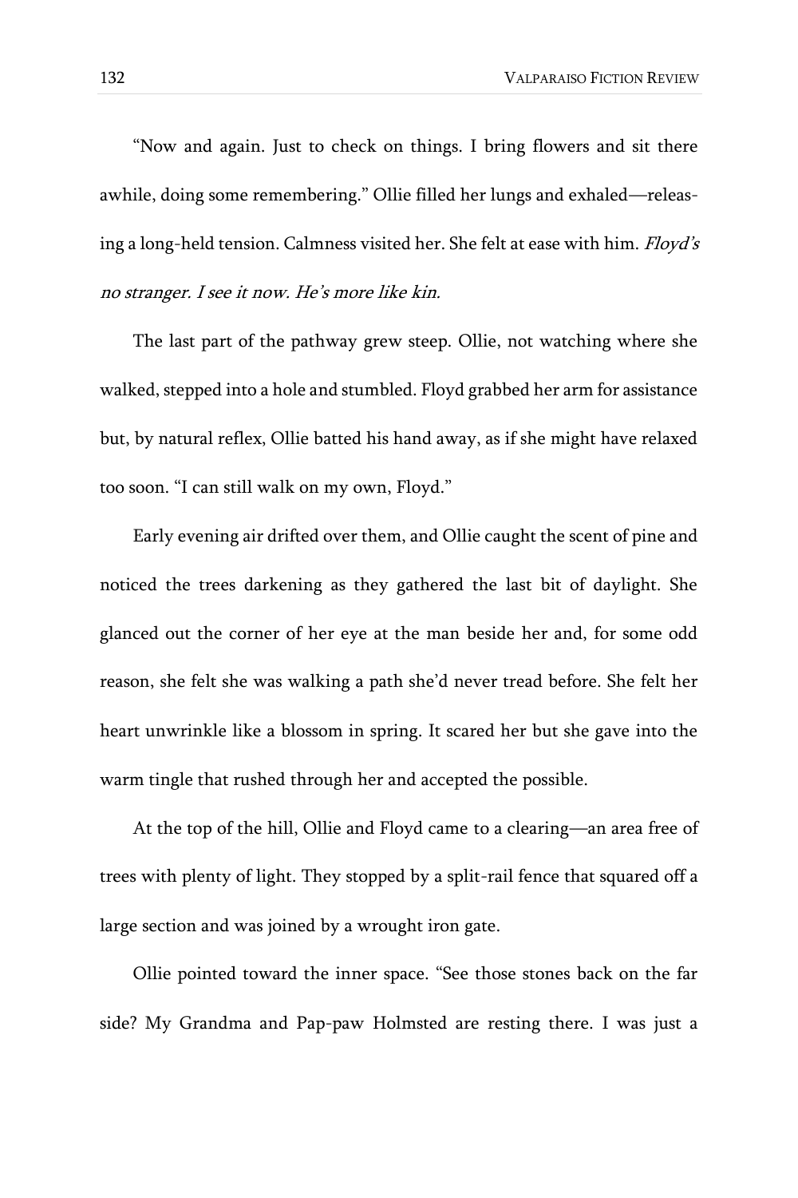"Now and again. Just to check on things. I bring flowers and sit there awhile, doing some remembering." Ollie filled her lungs and exhaled—releasing a long-held tension. Calmness visited her. She felt at ease with him. *Floyd's no stranger. I see it now. He's more like kin.*

The last part of the pathway grew steep. Ollie, not watching where she walked, stepped into a hole and stumbled. Floyd grabbed her arm for assistance but, by natural reflex, Ollie batted his hand away, as if she might have relaxed too soon. "I can still walk on my own, Floyd."

Early evening air drifted over them, and Ollie caught the scent of pine and noticed the trees darkening as they gathered the last bit of daylight. She glanced out the corner of her eye at the man beside her and, for some odd reason, she felt she was walking a path she'd never tread before. She felt her heart unwrinkle like a blossom in spring. It scared her but she gave into the warm tingle that rushed through her and accepted the possible.

At the top of the hill, Ollie and Floyd came to a clearing—an area free of trees with plenty of light. They stopped by a split-rail fence that squared off a large section and was joined by a wrought iron gate.

Ollie pointed toward the inner space. "See those stones back on the far side? My Grandma and Pap-paw Holmsted are resting there. I was just a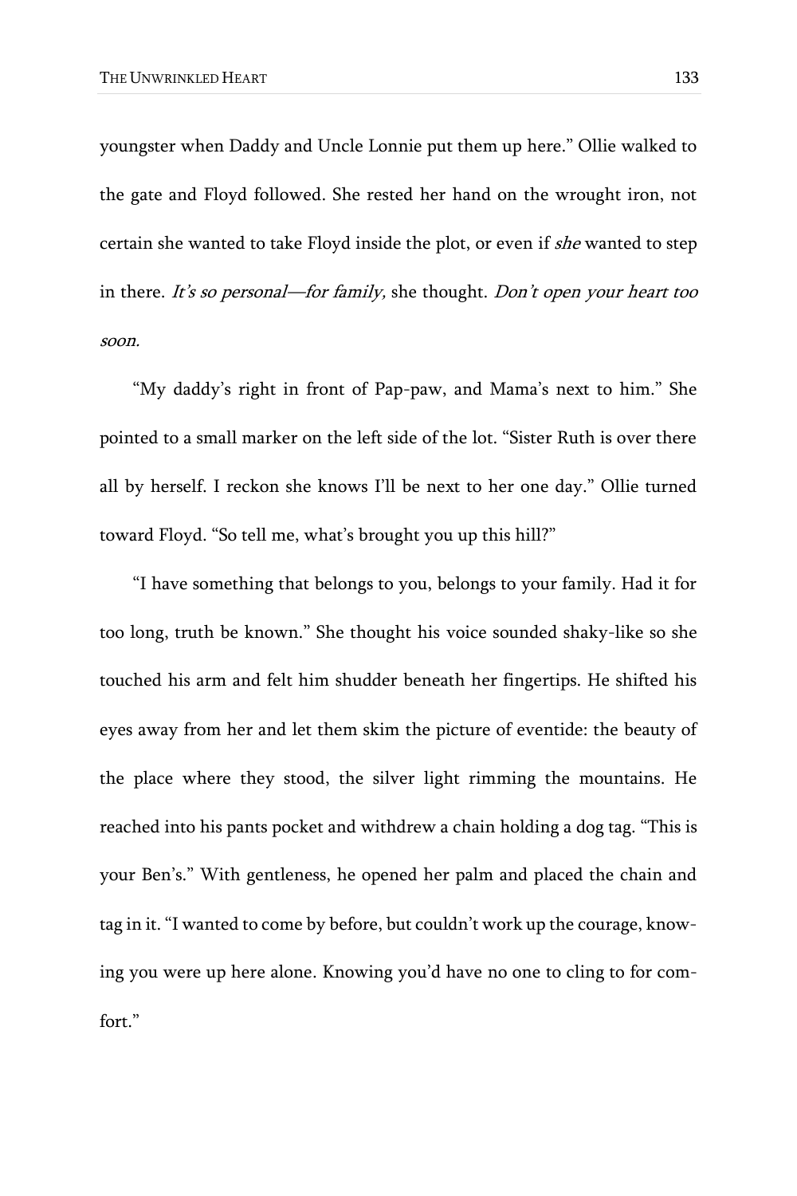youngster when Daddy and Uncle Lonnie put them up here." Ollie walked to the gate and Floyd followed. She rested her hand on the wrought iron, not certain she wanted to take Floyd inside the plot, or even if *she* wanted to step in there. *It's so personal—for family,* she thought. *Don't open your heart too soon.*

"My daddy's right in front of Pap-paw, and Mama's next to him." She pointed to a small marker on the left side of the lot. "Sister Ruth is over there all by herself. I reckon she knows I'll be next to her one day." Ollie turned toward Floyd. "So tell me, what's brought you up this hill?"

"I have something that belongs to you, belongs to your family. Had it for too long, truth be known." She thought his voice sounded shaky-like so she touched his arm and felt him shudder beneath her fingertips. He shifted his eyes away from her and let them skim the picture of eventide: the beauty of the place where they stood, the silver light rimming the mountains. He reached into his pants pocket and withdrew a chain holding a dog tag. "This is your Ben's." With gentleness, he opened her palm and placed the chain and tag in it. "I wanted to come by before, but couldn't work up the courage, knowing you were up here alone. Knowing you'd have no one to cling to for comfort."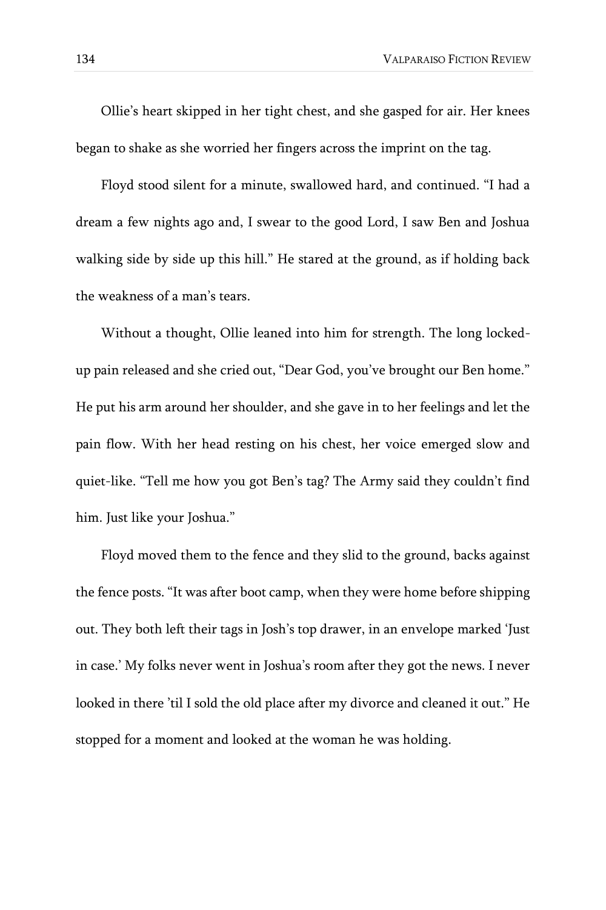Ollie's heart skipped in her tight chest, and she gasped for air. Her knees began to shake as she worried her fingers across the imprint on the tag.

Floyd stood silent for a minute, swallowed hard, and continued. "I had a dream a few nights ago and, I swear to the good Lord, I saw Ben and Joshua walking side by side up this hill." He stared at the ground, as if holding back the weakness of a man's tears.

Without a thought, Ollie leaned into him for strength. The long locked-up pain released and she cried out, "Dear God, you've brought our Ben home." He put his arm around her shoulder, and she gave in to her feelings and let the pain flow. With her head resting on his chest, her voice emerged slow and quiet-like. "Tell me how you got Ben's tag? The Army said they couldn't find him. Just like your Joshua."

Floyd moved them to the fence and they slid to the ground, backs against the fence posts. "It was after boot camp, when they were home before shipping out. They both left their tags in Josh's top drawer, in an envelope marked 'Just in case.' My folks never went in Joshua's room after they got the news. I never looked in there 'til I sold the old place after my divorce and cleaned it out." He stopped for a moment and looked at the woman he was holding.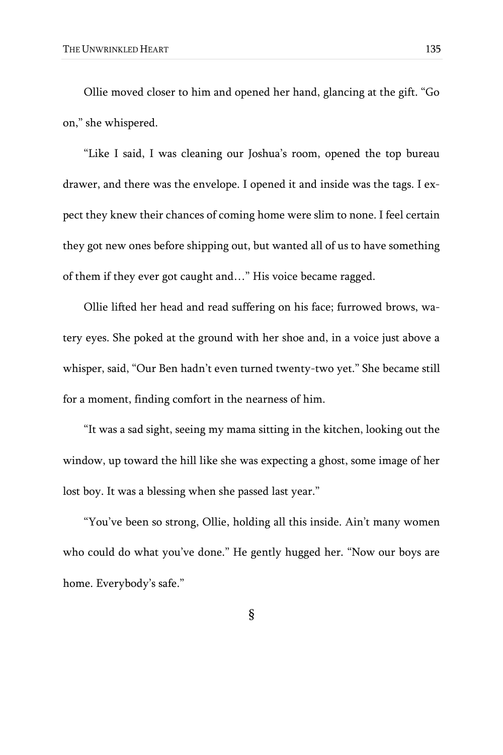Ollie moved closer to him and opened her hand, glancing at the gift. "Go on," she whispered.

"Like I said, I was cleaning our Joshua's room, opened the top bureau drawer, and there was the envelope. I opened it and inside was the tags. I expect they knew their chances of coming home were slim to none. I feel certain they got new ones before shipping out, but wanted all of us to have something of them if they ever got caught and…" His voice became ragged.

Ollie lifted her head and read suffering on his face; furrowed brows, watery eyes. She poked at the ground with her shoe and, in a voice just above a whisper, said, "Our Ben hadn't even turned twenty-two yet." She became still for a moment, finding comfort in the nearness of him.

"It was a sad sight, seeing my mama sitting in the kitchen, looking out the window, up toward the hill like she was expecting a ghost, some image of her lost boy. It was a blessing when she passed last year."

"You've been so strong, Ollie, holding all this inside. Ain't many women who could do what you've done." He gently hugged her. "Now our boys are home. Everybody's safe."

§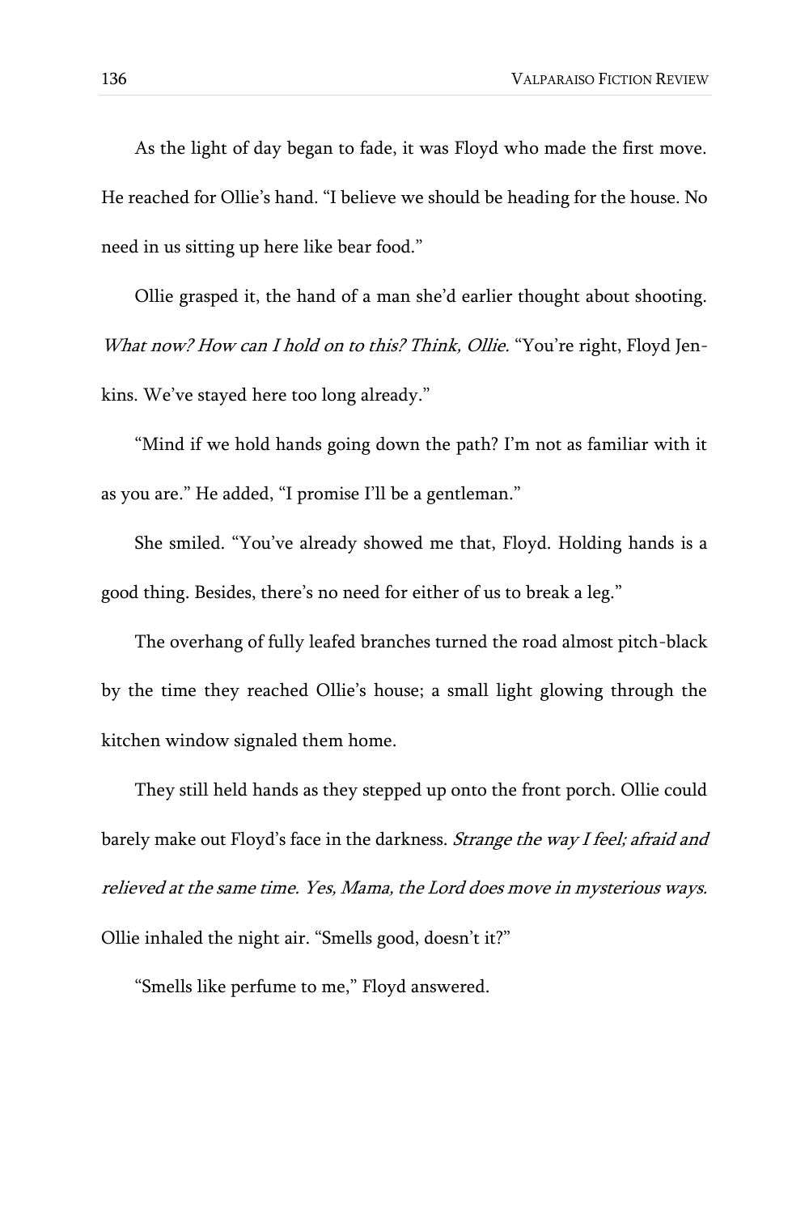As the light of day began to fade, it was Floyd who made the first move. He reached for Ollie's hand. "I believe we should be heading for the house. No need in us sitting up here like bear food."

Ollie grasped it, the hand of a man she'd earlier thought about shooting. *What now? How can I hold on to this? Think, Ollie.* "You're right, Floyd Jenkins. We've stayed here too long already."

"Mind if we hold hands going down the path? I'm not as familiar with it as you are." He added, "I promise I'll be a gentleman."

She smiled. "You've already showed me that, Floyd. Holding hands is a good thing. Besides, there's no need for either of us to break a leg."

The overhang of fully leafed branches turned the road almost pitch-black by the time they reached Ollie's house; a small light glowing through the kitchen window signaled them home.

They still held hands as they stepped up onto the front porch. Ollie could barely make out Floyd's face in the darkness. *Strange the way I feel; afraid and relieved at the same time. Yes, Mama, the Lord does move in mysterious ways.* Ollie inhaled the night air. "Smells good, doesn't it?"

"Smells like perfume to me," Floyd answered.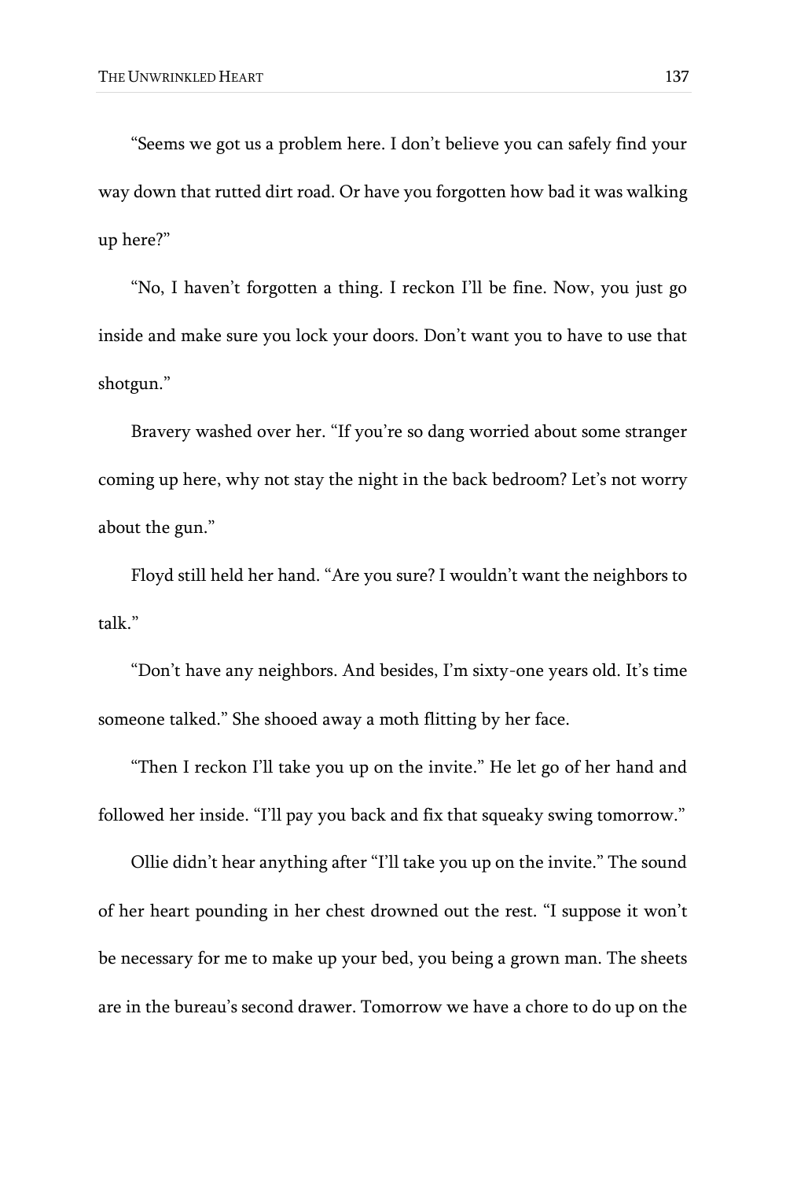"Seems we got us a problem here. I don't believe you can safely find your way down that rutted dirt road. Or have you forgotten how bad it was walking up here?"

"No, I haven't forgotten a thing. I reckon I'll be fine. Now, you just go inside and make sure you lock your doors. Don't want you to have to use that shotgun."

Bravery washed over her. "If you're so dang worried about some stranger coming up here, why not stay the night in the back bedroom? Let's not worry about the gun."

Floyd still held her hand. "Are you sure? I wouldn't want the neighbors to talk."

"Don't have any neighbors. And besides, I'm sixty-one years old. It's time someone talked." She shooed away a moth flitting by her face.

"Then I reckon I'll take you up on the invite." He let go of her hand and followed her inside. "I'll pay you back and fix that squeaky swing tomorrow."

Ollie didn't hear anything after "I'll take you up on the invite." The sound of her heart pounding in her chest drowned out the rest. "I suppose it won't be necessary for me to make up your bed, you being a grown man. The sheets are in the bureau's second drawer. Tomorrow we have a chore to do up on the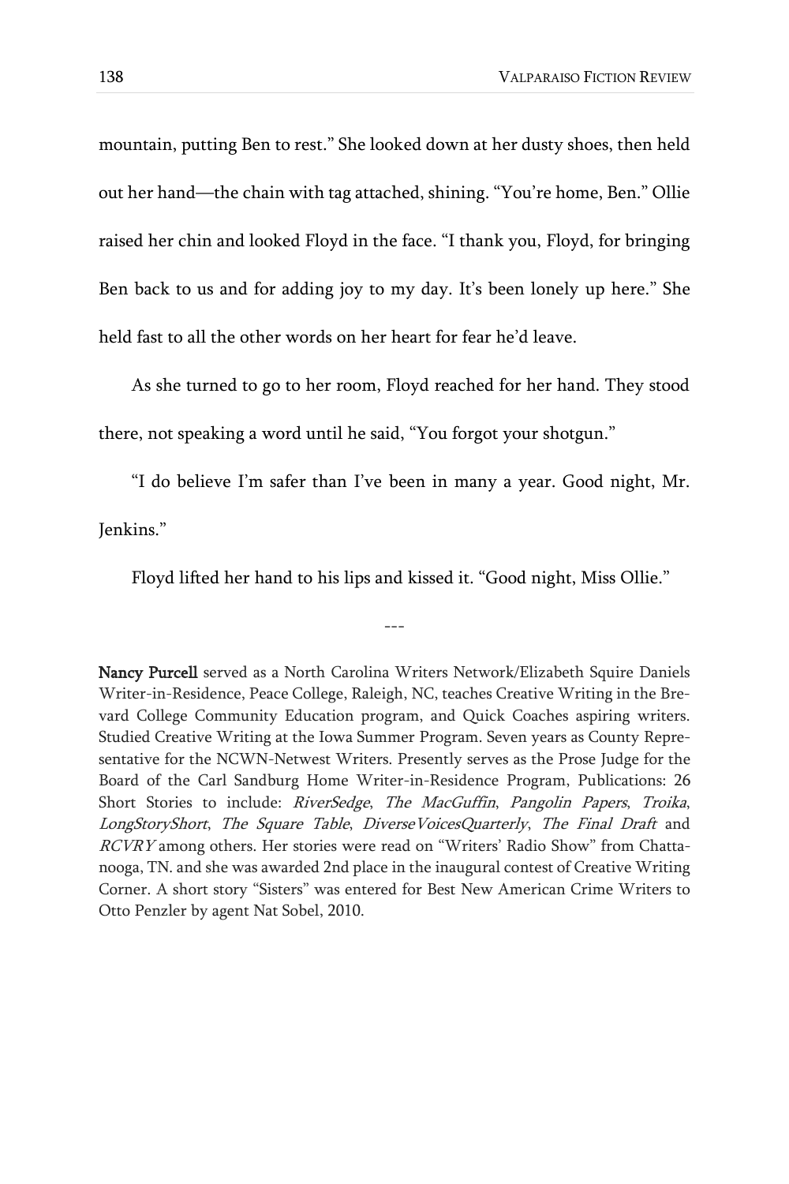mountain, putting Ben to rest." She looked down at her dusty shoes, then held out her hand—the chain with tag attached, shining. "You're home, Ben." Ollie raised her chin and looked Floyd in the face. "I thank you, Floyd, for bringing Ben back to us and for adding joy to my day. It's been lonely up here." She held fast to all the other words on her heart for fear he'd leave.

As she turned to go to her room, Floyd reached for her hand. They stood there, not speaking a word until he said, "You forgot your shotgun."

"I do believe I'm safer than I've been in many a year. Good night, Mr. Jenkins."

Floyd lifted her hand to his lips and kissed it. "Good night, Miss Ollie."

---

**Nancy Purcell** served as a North Carolina Writers Network/Elizabeth Squire Daniels Writer-in-Residence, Peace College, Raleigh, NC, teaches Creative Writing in the Brevard College Community Education program, and Quick Coaches aspiring writers. Studied Creative Writing at the Iowa Summer Program. Seven years as County Representative for the NCWN-Netwest Writers. Presently serves as the Prose Judge for the Board of the Carl Sandburg Home Writer-in-Residence Program, Publications: 26 Short Stories to include: *RiverSedge*, *The MacGuffin*, *Pangolin Papers*, *Troika*, *LongStoryShort*, *The Square Table*, *DiverseVoicesQuarterly*, *The Final Draft* and *RCVRY* among others. Her stories were read on "Writers' Radio Show" from Chattanooga, TN. and she was awarded 2nd place in the inaugural contest of Creative Writing Corner. A short story "Sisters" was entered for Best New American Crime Writers to Otto Penzler by agent Nat Sobel, 2010.